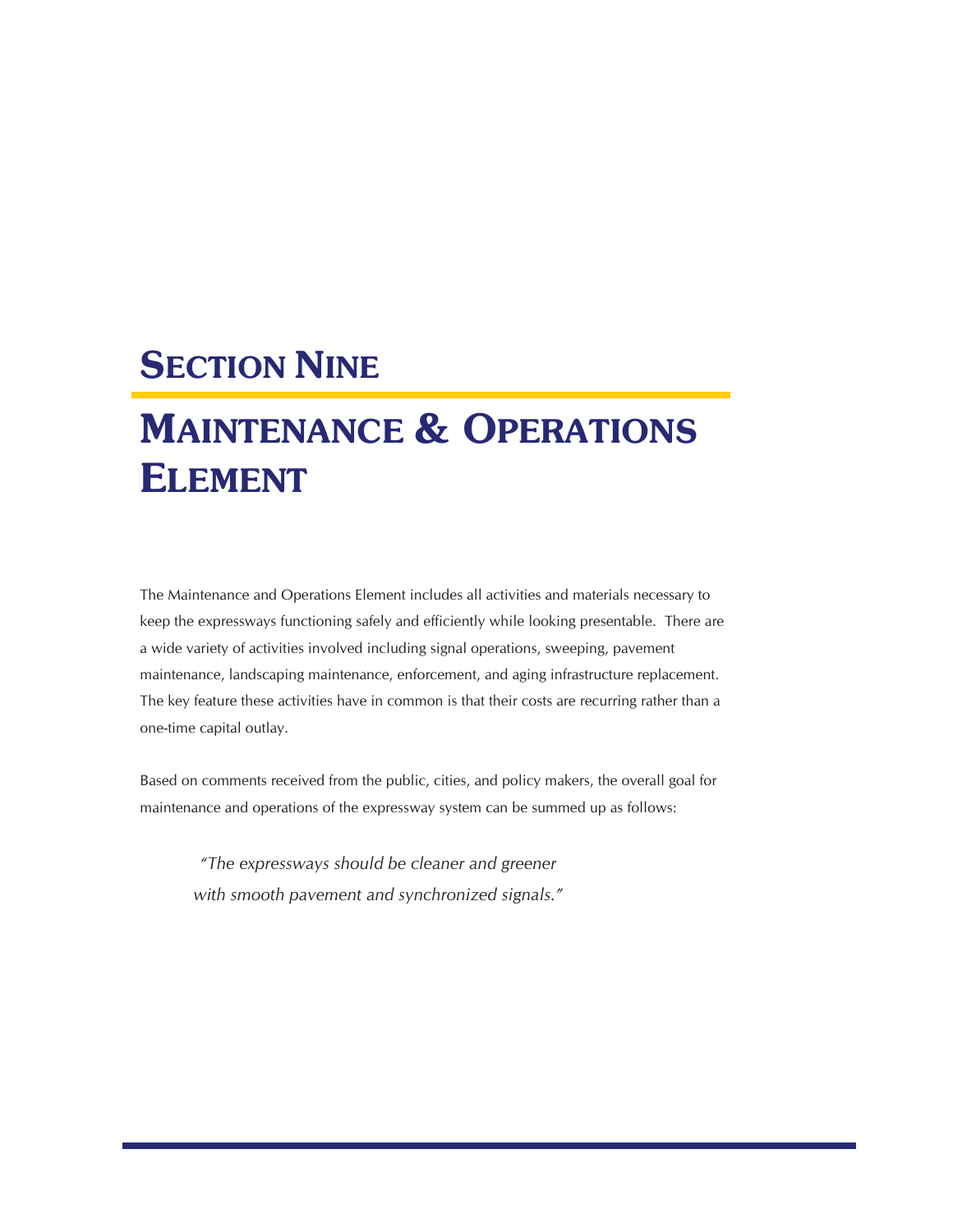# SECTION NINE

# MAINTENANCE & OPERATIONS ELEMENT

The Maintenance and Operations Element includes all activities and materials necessary to keep the expressways functioning safely and efficiently while looking presentable. There are a wide variety of activities involved including signal operations, sweeping, pavement maintenance, landscaping maintenance, enforcement, and aging infrastructure replacement. The key feature these activities have in common is that their costs are recurring rather than a one-time capital outlay.

Based on comments received from the public, cities, and policy makers, the overall goal for maintenance and operations of the expressway system can be summed up as follows:

> *"The expressways should be cleaner and greener with smooth pavement and synchronized signals."*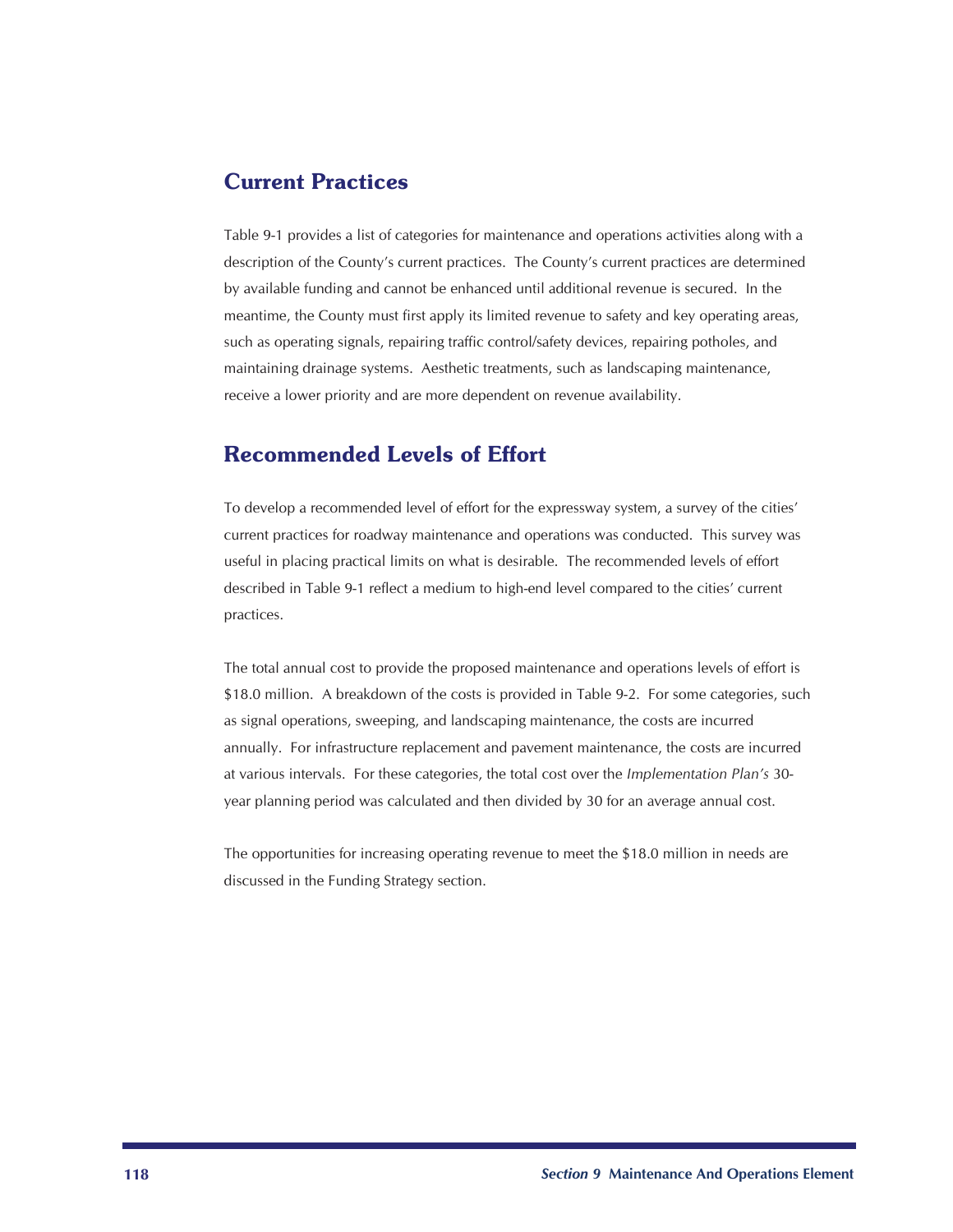## Current Practices

Table 9-1 provides a list of categories for maintenance and operations activities along with a description of the County's current practices. The County's current practices are determined by available funding and cannot be enhanced until additional revenue is secured. In the meantime, the County must first apply its limited revenue to safety and key operating areas, such as operating signals, repairing traffic control/safety devices, repairing potholes, and maintaining drainage systems. Aesthetic treatments, such as landscaping maintenance, receive a lower priority and are more dependent on revenue availability.

## Recommended Levels of Effort

To develop a recommended level of effort for the expressway system, a survey of the cities' current practices for roadway maintenance and operations was conducted. This survey was useful in placing practical limits on what is desirable. The recommended levels of effort described in Table 9-1 reflect a medium to high-end level compared to the cities' current practices.

The total annual cost to provide the proposed maintenance and operations levels of effort is $18.0 million. A breakdown of the costs is provided in Table 9-2. For some categories, such as signal operations, sweeping, and landscaping maintenance, the costs are incurred annually. For infrastructure replacement and pavement maintenance, the costs are incurred at various intervals. For these categories, the total cost over the *Implementation Plan's* 30-year planning period was calculated and then divided by 30 for an average annual cost.

The opportunities for increasing operating revenue to meet the $18.0 million in needs are discussed in the Funding Strategy section.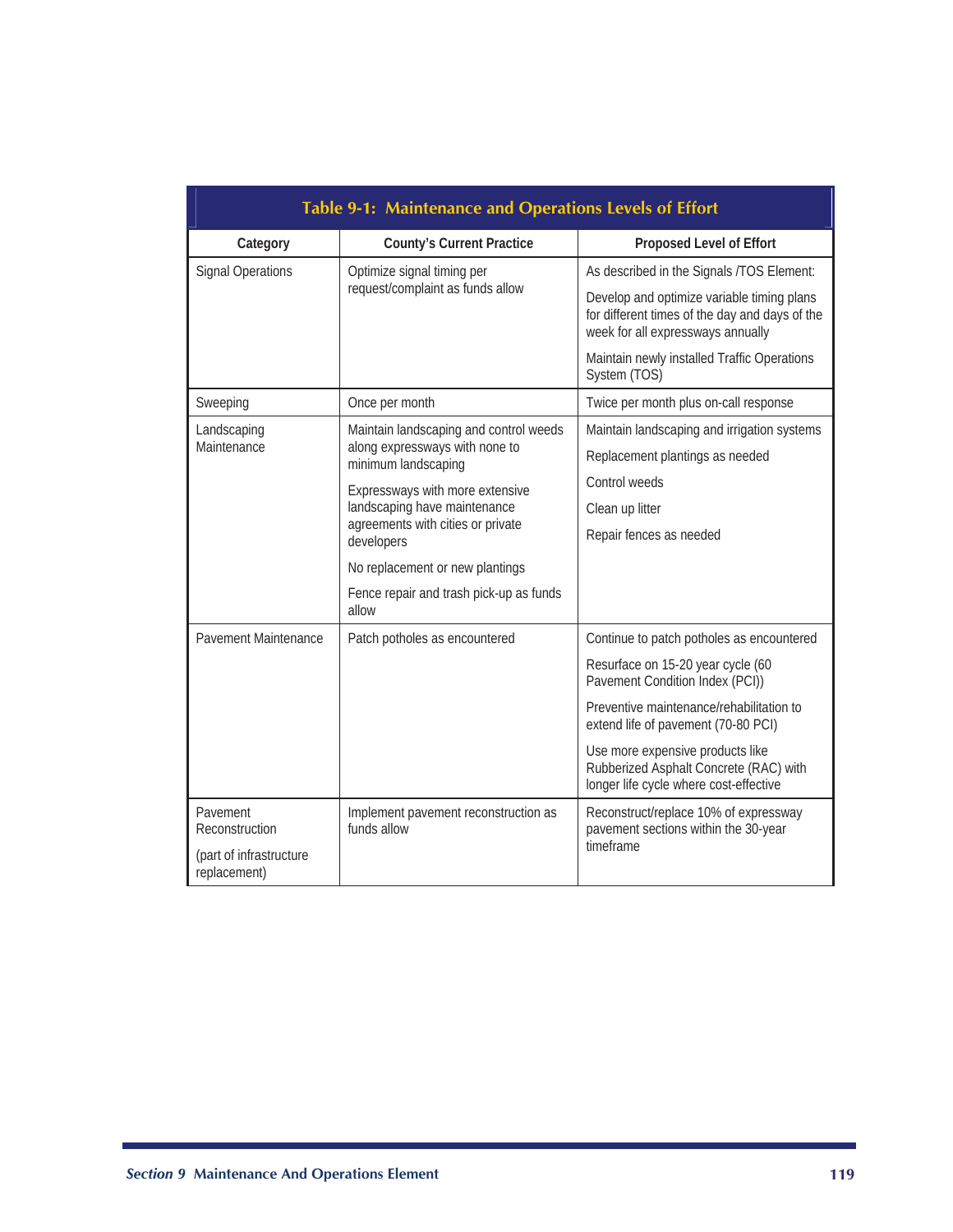**Table 9-1: Maintenance and Operations Levels of Effort**

| Category | County's Current Practice | Proposed Level of Effort |
| --- | --- | --- |
| Signal Operations | Optimize signal timing per request/complaint as funds allow | As described in the Signals /TOS Element:<br><br>Develop and optimize variable timing plans for different times of the day and days of the week for all expressways annually<br><br>Maintain newly installed Traffic Operations System (TOS) |
| Sweeping | Once per month | Twice per month plus on-call response |
| Landscaping Maintenance | Maintain landscaping and control weeds along expressways with none to minimum landscaping<br><br>Expressways with more extensive landscaping have maintenance agreements with cities or private developers<br><br>No replacement or new plantings<br><br>Fence repair and trash pick-up as funds allow | Maintain landscaping and irrigation systems<br><br>Replacement plantings as needed<br><br>Control weeds<br><br>Clean up litter<br><br>Repair fences as needed |
| Pavement Maintenance | Patch potholes as encountered | Continue to patch potholes as encountered<br><br>Resurface on 15-20 year cycle (60 Pavement Condition Index (PCI))<br><br>Preventive maintenance/rehabilitation to extend life of pavement (70-80 PCI)<br><br>Use more expensive products like Rubberized Asphalt Concrete (RAC) with longer life cycle where cost-effective |
| Pavement Reconstruction<br><br>(part of infrastructure replacement) | Implement pavement reconstruction as funds allow | Reconstruct/replace 10% of expressway pavement sections within the 30-year timeframe |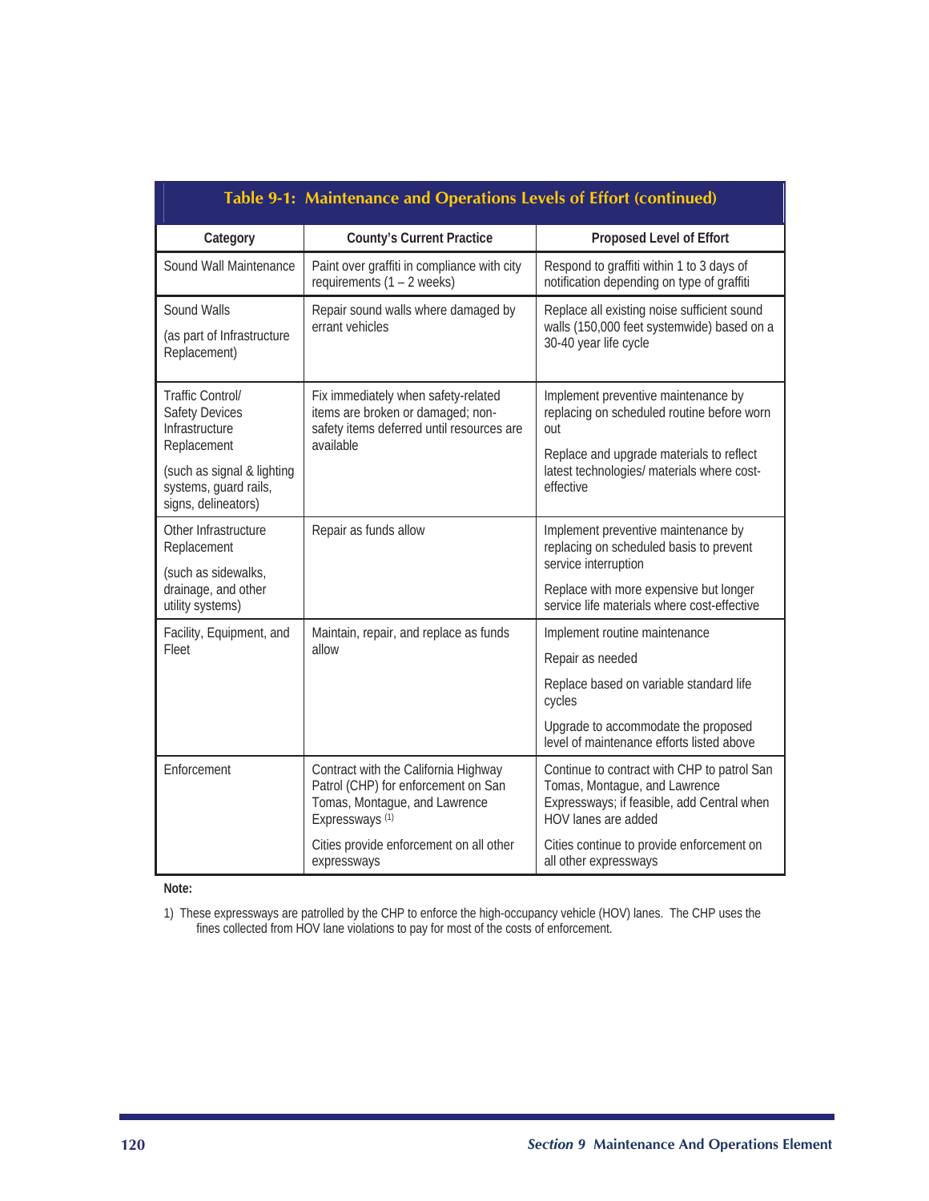**Table 9-1: Maintenance and Operations Levels of Effort (continued)**

| Category | County's Current Practice | Proposed Level of Effort |
|---|---|---|
| Sound Wall Maintenance | Paint over graffiti in compliance with city requirements (1 – 2 weeks) | Respond to graffiti within 1 to 3 days of notification depending on type of graffiti |
| Sound Walls<br><br>(as part of Infrastructure Replacement) | Repair sound walls where damaged by errant vehicles | Replace all existing noise sufficient sound walls (150,000 feet systemwide) based on a 30-40 year life cycle |
| Traffic Control/ Safety Devices Infrastructure Replacement<br><br>(such as signal & lighting systems, guard rails, signs, delineators) | Fix immediately when safety-related items are broken or damaged; non-safety items deferred until resources are available | Implement preventive maintenance by replacing on scheduled routine before worn out<br><br>Replace and upgrade materials to reflect latest technologies/ materials where cost-effective |
| Other Infrastructure Replacement<br><br>(such as sidewalks, drainage, and other utility systems) | Repair as funds allow | Implement preventive maintenance by replacing on scheduled basis to prevent service interruption<br><br>Replace with more expensive but longer service life materials where cost-effective |
| Facility, Equipment, and Fleet | Maintain, repair, and replace as funds allow | Implement routine maintenance<br><br>Repair as needed<br><br>Replace based on variable standard life cycles<br><br>Upgrade to accommodate the proposed level of maintenance efforts listed above |
| Enforcement | Contract with the California Highway Patrol (CHP) for enforcement on San Tomas, Montague, and Lawrence Expressways [(1)]<br><br>Cities provide enforcement on all other expressways | Continue to contract with CHP to patrol San Tomas, Montague, and Lawrence Expressways; if feasible, add Central when HOV lanes are added<br><br>Cities continue to provide enforcement on all other expressways |

**Note:**

1) These expressways are patrolled by the CHP to enforce the high-occupancy vehicle (HOV) lanes. The CHP uses the fines collected from HOV lane violations to pay for most of the costs of enforcement.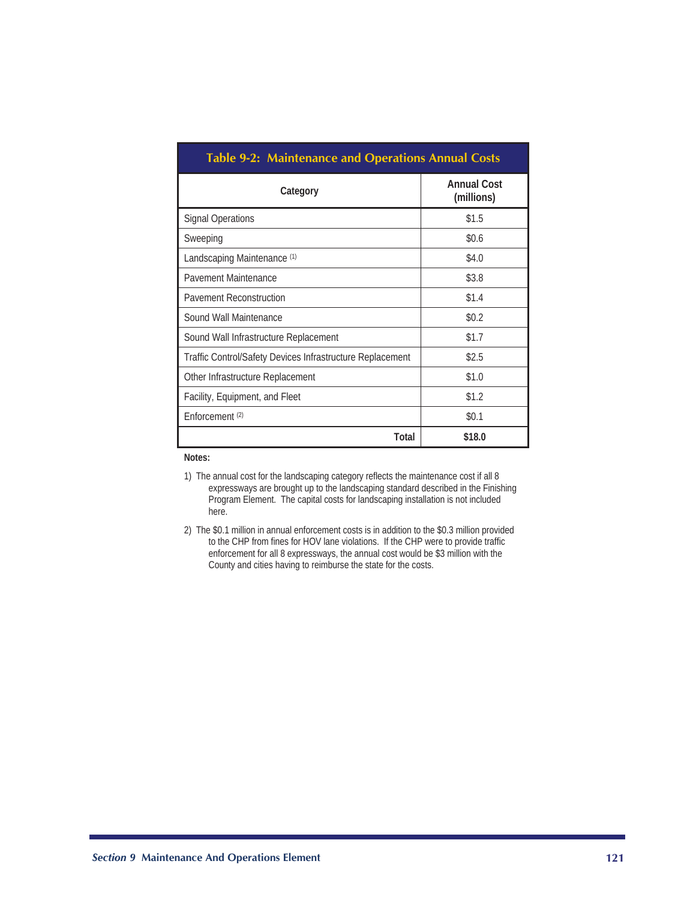**Table 9-2: Maintenance and Operations Annual Costs**

| Category | Annual Cost (millions) |
|---|---|
| Signal Operations | $1.5 |
| Sweeping | $0.6 |
| Landscaping Maintenance [1] | $4.0 |
| Pavement Maintenance | $3.8 |
| Pavement Reconstruction | $1.4 |
| Sound Wall Maintenance | $0.2 |
| Sound Wall Infrastructure Replacement | $1.7 |
| Traffic Control/Safety Devices Infrastructure Replacement | $2.5 |
| Other Infrastructure Replacement | $1.0 |
| Facility, Equipment, and Fleet | $1.2 |
| Enforcement [2] | $0.1 |
| **Total** | **$18.0** |

**Notes:**

1) The annual cost for the landscaping category reflects the maintenance cost if all 8 expressways are brought up to the landscaping standard described in the Finishing Program Element. The capital costs for landscaping installation is not included here.

2) The $0.1 million in annual enforcement costs is in addition to the $0.3 million provided to the CHP from fines for HOV lane violations. If the CHP were to provide traffic enforcement for all 8 expressways, the annual cost would be $3 million with the County and cities having to reimburse the state for the costs.